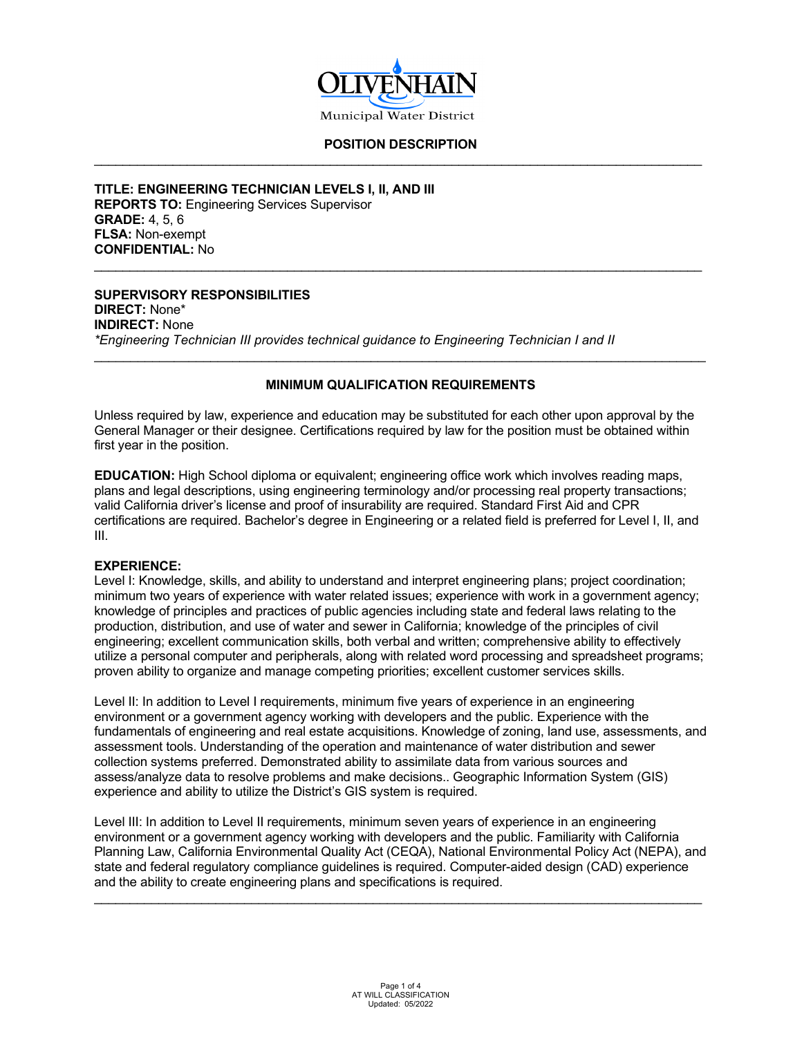Olivenhain Municipal Water District

## POSITION DESCRIPTION

---

**TITLE: ENGINEERING TECHNICIAN LEVELS I, II, AND III**
**REPORTS TO:** Engineering Services Supervisor
**GRADE:** 4, 5, 6
**FLSA:** Non-exempt
**CONFIDENTIAL:** No

---

**SUPERVISORY RESPONSIBILITIES**
**DIRECT:** None*
**INDIRECT:** None
*\*Engineering Technician III provides technical guidance to Engineering Technician I and II*

---

### MINIMUM QUALIFICATION REQUIREMENTS

Unless required by law, experience and education may be substituted for each other upon approval by the General Manager or their designee. Certifications required by law for the position must be obtained within first year in the position.

**EDUCATION:** High School diploma or equivalent; engineering office work which involves reading maps, plans and legal descriptions, using engineering terminology and/or processing real property transactions; valid California driver's license and proof of insurability are required. Standard First Aid and CPR certifications are required. Bachelor's degree in Engineering or a related field is preferred for Level I, II, and III.

**EXPERIENCE:**
Level I: Knowledge, skills, and ability to understand and interpret engineering plans; project coordination; minimum two years of experience with water related issues; experience with work in a government agency; knowledge of principles and practices of public agencies including state and federal laws relating to the production, distribution, and use of water and sewer in California; knowledge of the principles of civil engineering; excellent communication skills, both verbal and written; comprehensive ability to effectively utilize a personal computer and peripherals, along with related word processing and spreadsheet programs; proven ability to organize and manage competing priorities; excellent customer services skills.

Level II: In addition to Level I requirements, minimum five years of experience in an engineering environment or a government agency working with developers and the public. Experience with the fundamentals of engineering and real estate acquisitions. Knowledge of zoning, land use, assessments, and assessment tools. Understanding of the operation and maintenance of water distribution and sewer collection systems preferred. Demonstrated ability to assimilate data from various sources and assess/analyze data to resolve problems and make decisions.. Geographic Information System (GIS) experience and ability to utilize the District's GIS system is required.

Level III: In addition to Level II requirements, minimum seven years of experience in an engineering environment or a government agency working with developers and the public. Familiarity with California Planning Law, California Environmental Quality Act (CEQA), National Environmental Policy Act (NEPA), and state and federal regulatory compliance guidelines is required. Computer-aided design (CAD) experience and the ability to create engineering plans and specifications is required.

---

AT WILL CLASSIFICATION
Updated: 05/2022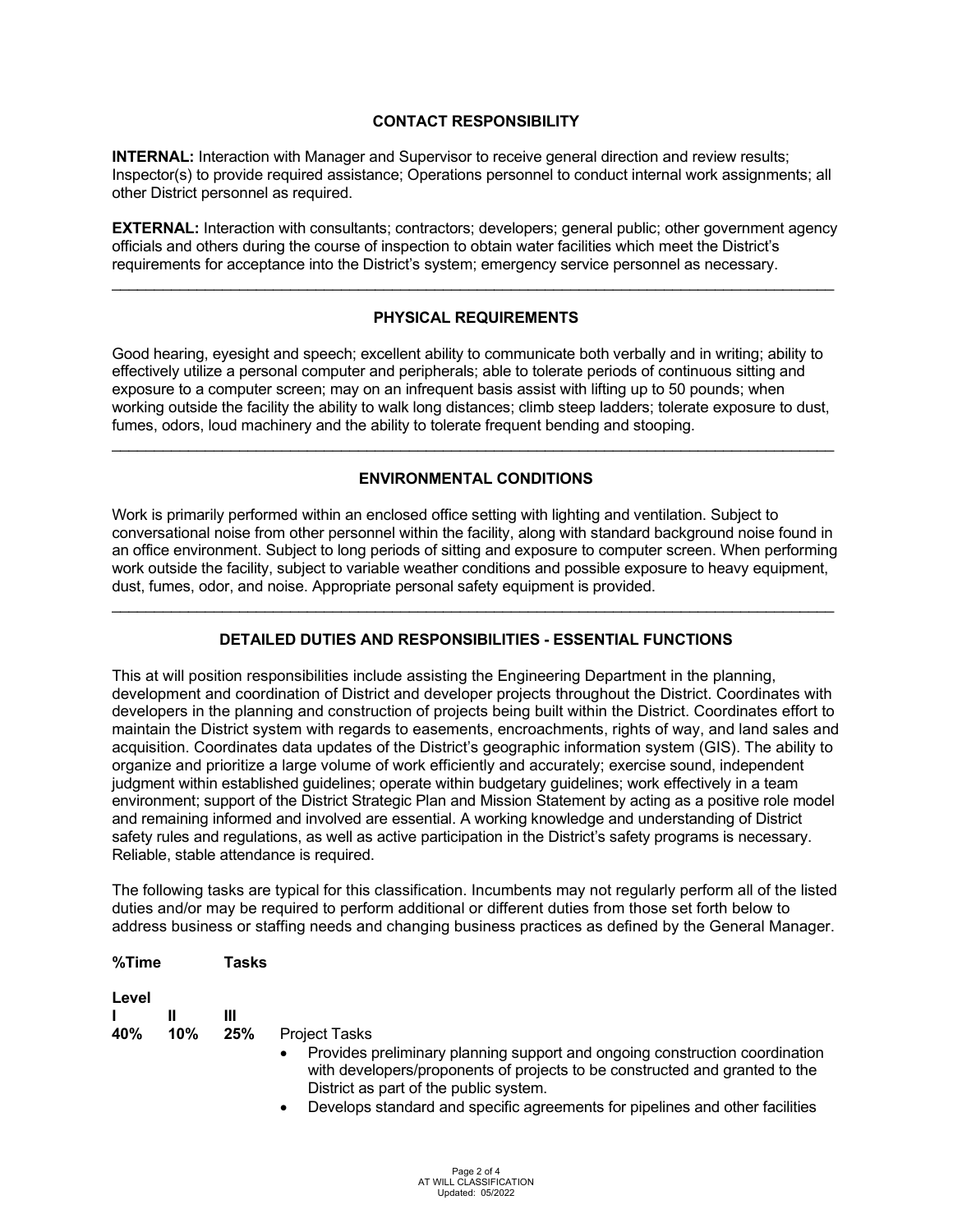## CONTACT RESPONSIBILITY

**INTERNAL:** Interaction with Manager and Supervisor to receive general direction and review results; Inspector(s) to provide required assistance; Operations personnel to conduct internal work assignments; all other District personnel as required.

**EXTERNAL:** Interaction with consultants; contractors; developers; general public; other government agency officials and others during the course of inspection to obtain water facilities which meet the District's requirements for acceptance into the District's system; emergency service personnel as necessary.

---

## PHYSICAL REQUIREMENTS

Good hearing, eyesight and speech; excellent ability to communicate both verbally and in writing; ability to effectively utilize a personal computer and peripherals; able to tolerate periods of continuous sitting and exposure to a computer screen; may on an infrequent basis assist with lifting up to 50 pounds; when working outside the facility the ability to walk long distances; climb steep ladders; tolerate exposure to dust, fumes, odors, loud machinery and the ability to tolerate frequent bending and stooping.

---

## ENVIRONMENTAL CONDITIONS

Work is primarily performed within an enclosed office setting with lighting and ventilation. Subject to conversational noise from other personnel within the facility, along with standard background noise found in an office environment. Subject to long periods of sitting and exposure to computer screen. When performing work outside the facility, subject to variable weather conditions and possible exposure to heavy equipment, dust, fumes, odor, and noise. Appropriate personal safety equipment is provided.

---

## DETAILED DUTIES AND RESPONSIBILITIES - ESSENTIAL FUNCTIONS

This at will position responsibilities include assisting the Engineering Department in the planning, development and coordination of District and developer projects throughout the District. Coordinates with developers in the planning and construction of projects being built within the District. Coordinates effort to maintain the District system with regards to easements, encroachments, rights of way, and land sales and acquisition. Coordinates data updates of the District's geographic information system (GIS). The ability to organize and prioritize a large volume of work efficiently and accurately; exercise sound, independent judgment within established guidelines; operate within budgetary guidelines; work effectively in a team environment; support of the District Strategic Plan and Mission Statement by acting as a positive role model and remaining informed and involved are essential. A working knowledge and understanding of District safety rules and regulations, as well as active participation in the District's safety programs is necessary. Reliable, stable attendance is required.

The following tasks are typical for this classification. Incumbents may not regularly perform all of the listed duties and/or may be required to perform additional or different duties from those set forth below to address business or staffing needs and changing business practices as defined by the General Manager.

| %Time Level I | II | III | Tasks |
|---|---|---|---|
| 40% | 10% | 25% | Project Tasks<br>• Provides preliminary planning support and ongoing construction coordination with developers/proponents of projects to be constructed and granted to the District as part of the public system.<br>• Develops standard and specific agreements for pipelines and other facilities |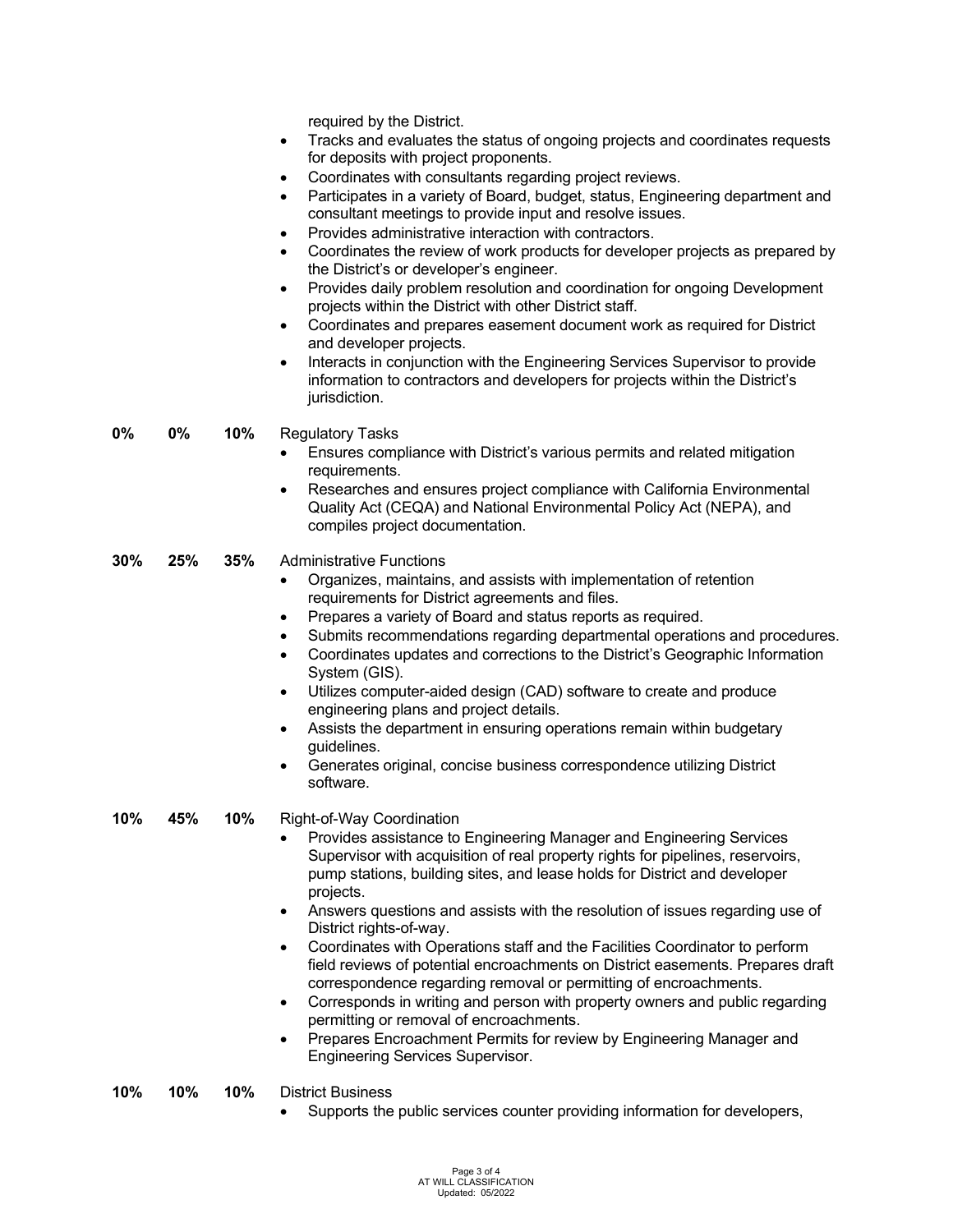required by the District.

- Tracks and evaluates the status of ongoing projects and coordinates requests for deposits with project proponents.
- Coordinates with consultants regarding project reviews.
- Participates in a variety of Board, budget, status, Engineering department and consultant meetings to provide input and resolve issues.
- Provides administrative interaction with contractors.
- Coordinates the review of work products for developer projects as prepared by the District's or developer's engineer.
- Provides daily problem resolution and coordination for ongoing Development projects within the District with other District staff.
- Coordinates and prepares easement document work as required for District and developer projects.
- Interacts in conjunction with the Engineering Services Supervisor to provide information to contractors and developers for projects within the District's jurisdiction.

**0% 0% 10%** Regulatory Tasks

- Ensures compliance with District's various permits and related mitigation requirements.
- Researches and ensures project compliance with California Environmental Quality Act (CEQA) and National Environmental Policy Act (NEPA), and compiles project documentation.

**30% 25% 35%** Administrative Functions

- Organizes, maintains, and assists with implementation of retention requirements for District agreements and files.
- Prepares a variety of Board and status reports as required.
- Submits recommendations regarding departmental operations and procedures.
- Coordinates updates and corrections to the District's Geographic Information System (GIS).
- Utilizes computer-aided design (CAD) software to create and produce engineering plans and project details.
- Assists the department in ensuring operations remain within budgetary guidelines.
- Generates original, concise business correspondence utilizing District software.

**10% 45% 10%** Right-of-Way Coordination

- Provides assistance to Engineering Manager and Engineering Services Supervisor with acquisition of real property rights for pipelines, reservoirs, pump stations, building sites, and lease holds for District and developer projects.
- Answers questions and assists with the resolution of issues regarding use of District rights-of-way.
- Coordinates with Operations staff and the Facilities Coordinator to perform field reviews of potential encroachments on District easements. Prepares draft correspondence regarding removal or permitting of encroachments.
- Corresponds in writing and person with property owners and public regarding permitting or removal of encroachments.
- Prepares Encroachment Permits for review by Engineering Manager and Engineering Services Supervisor.

**10% 10% 10%** District Business

- Supports the public services counter providing information for developers,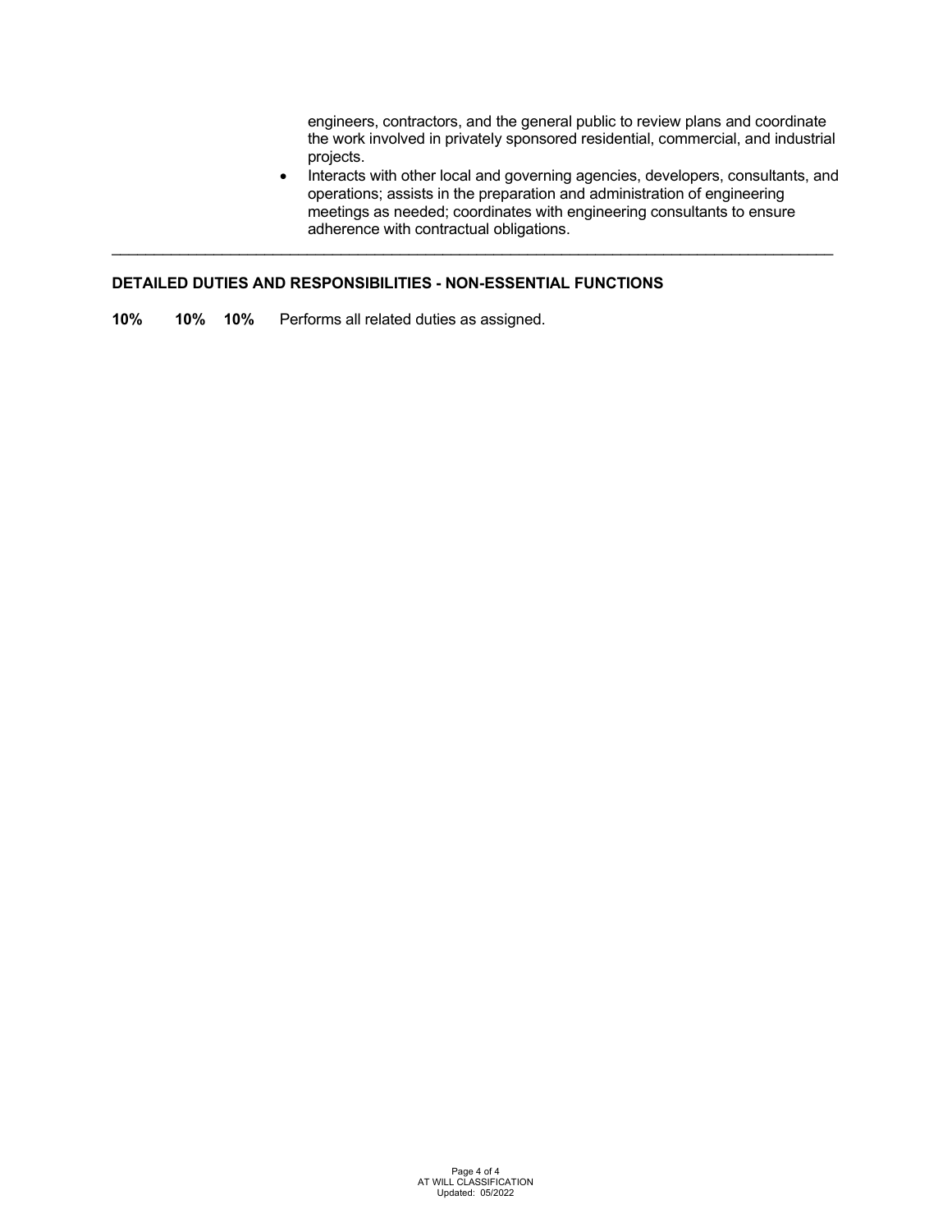engineers, contractors, and the general public to review plans and coordinate the work involved in privately sponsored residential, commercial, and industrial projects.

- Interacts with other local and governing agencies, developers, consultants, and operations; assists in the preparation and administration of engineering meetings as needed; coordinates with engineering consultants to ensure adherence with contractual obligations.

---

**DETAILED DUTIES AND RESPONSIBILITIES - NON-ESSENTIAL FUNCTIONS**

**10%** **10%** **10%** Performs all related duties as assigned.